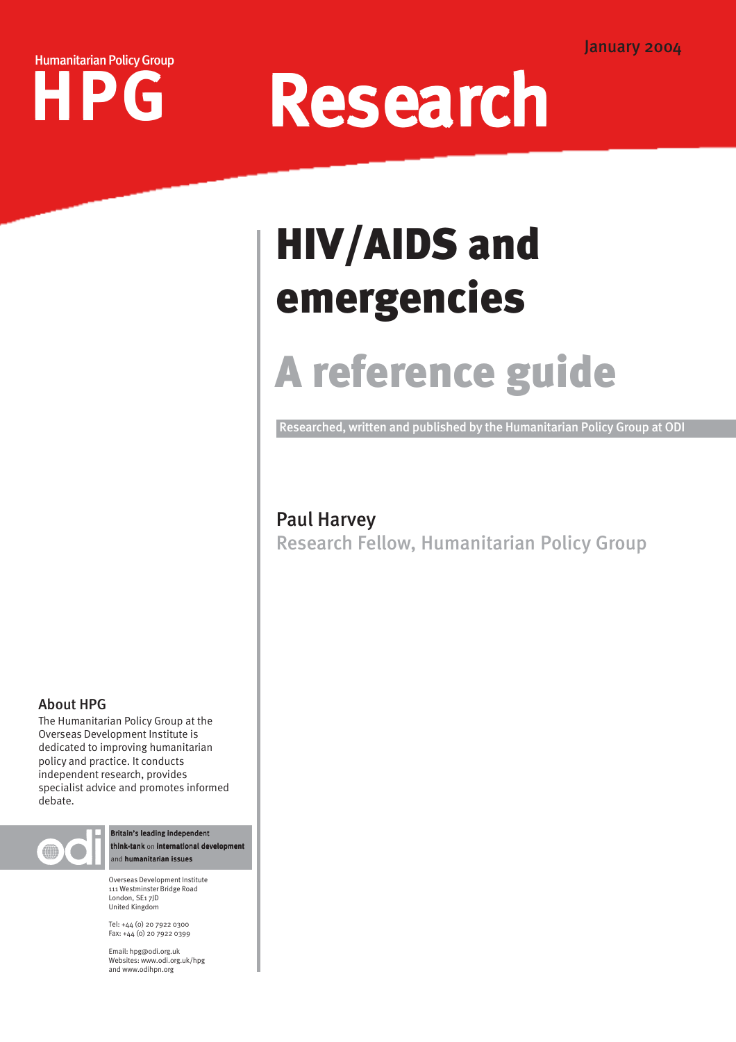January 2004

Humanitarian Policy Group

HPG

Research

# HIV/AIDS and emergencies

## A reference guide

Researched, written and published by the Humanitarian Policy Group at ODI

Paul Harvey

Research Fellow, Humanitarian Policy Group

### About HPG

The Humanitarian Policy Group at the Overseas Development Institute is dedicated to improving humanitarian policy and practice. It conducts independent research, provides specialist advice and promotes informed debate.

odi

Britain's leading independent think-tank on international development and humanitarian issues

Overseas Development Institute
111 Westminster Bridge Road
London, SE1 7JD
United Kingdom

Tel: +44 (0) 20 7922 0300
Fax: +44 (0) 20 7922 0399

Email: hpg@odi.org.uk
Websites: www.odi.org.uk/hpg
and www.odihpn.org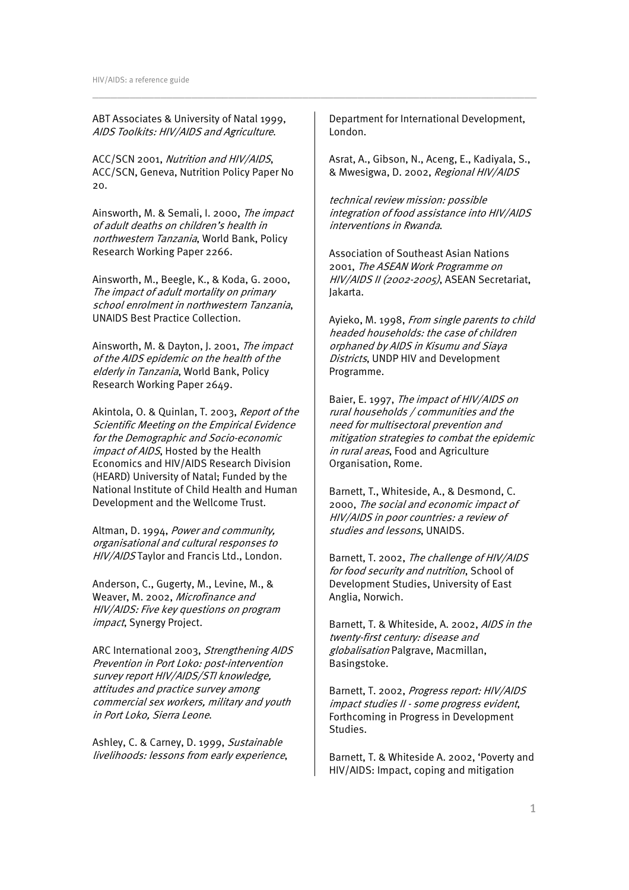ABT Associates & University of Natal 1999, *AIDS Toolkits: HIV/AIDS and Agriculture*.

ACC/SCN 2001, *Nutrition and HIV/AIDS*, ACC/SCN, Geneva, Nutrition Policy Paper No 20.

Ainsworth, M. & Semali, I. 2000, *The impact of adult deaths on children's health in northwestern Tanzania*, World Bank, Policy Research Working Paper 2266.

Ainsworth, M., Beegle, K., & Koda, G. 2000, *The impact of adult mortality on primary school enrolment in northwestern Tanzania*, UNAIDS Best Practice Collection.

Ainsworth, M. & Dayton, J. 2001, *The impact of the AIDS epidemic on the health of the elderly in Tanzania*, World Bank, Policy Research Working Paper 2649.

Akintola, O. & Quinlan, T. 2003, *Report of the Scientific Meeting on the Empirical Evidence for the Demographic and Socio-economic impact of AIDS*, Hosted by the Health Economics and HIV/AIDS Research Division (HEARD) University of Natal; Funded by the National Institute of Child Health and Human Development and the Wellcome Trust.

Altman, D. 1994, *Power and community, organisational and cultural responses to HIV/AIDS* Taylor and Francis Ltd., London.

Anderson, C., Gugerty, M., Levine, M., & Weaver, M. 2002, *Microfinance and HIV/AIDS: Five key questions on program impact*, Synergy Project.

ARC International 2003, *Strengthening AIDS Prevention in Port Loko: post-intervention survey report HIV/AIDS/STI knowledge, attitudes and practice survey among commercial sex workers, military and youth in Port Loko, Sierra Leone*.

Ashley, C. & Carney, D. 1999, *Sustainable livelihoods: lessons from early experience*, Department for International Development, London.

Asrat, A., Gibson, N., Aceng, E., Kadiyala, S., & Mwesigwa, D. 2002, *Regional HIV/AIDS technical review mission: possible integration of food assistance into HIV/AIDS interventions in Rwanda*.

Association of Southeast Asian Nations 2001, *The ASEAN Work Programme on HIV/AIDS II (2002-2005)*, ASEAN Secretariat, Jakarta.

Ayieko, M. 1998, *From single parents to child headed households: the case of children orphaned by AIDS in Kisumu and Siaya Districts*, UNDP HIV and Development Programme.

Baier, E. 1997, *The impact of HIV/AIDS on rural households / communities and the need for multisectoral prevention and mitigation strategies to combat the epidemic in rural areas*, Food and Agriculture Organisation, Rome.

Barnett, T., Whiteside, A., & Desmond, C. 2000, *The social and economic impact of HIV/AIDS in poor countries: a review of studies and lessons*, UNAIDS.

Barnett, T. 2002, *The challenge of HIV/AIDS for food security and nutrition*, School of Development Studies, University of East Anglia, Norwich.

Barnett, T. & Whiteside, A. 2002, *AIDS in the twenty-first century: disease and globalisation* Palgrave, Macmillan, Basingstoke.

Barnett, T. 2002, *Progress report: HIV/AIDS impact studies II - some progress evident*, Forthcoming in Progress in Development Studies.

Barnett, T. & Whiteside A. 2002, 'Poverty and HIV/AIDS: Impact, coping and mitigation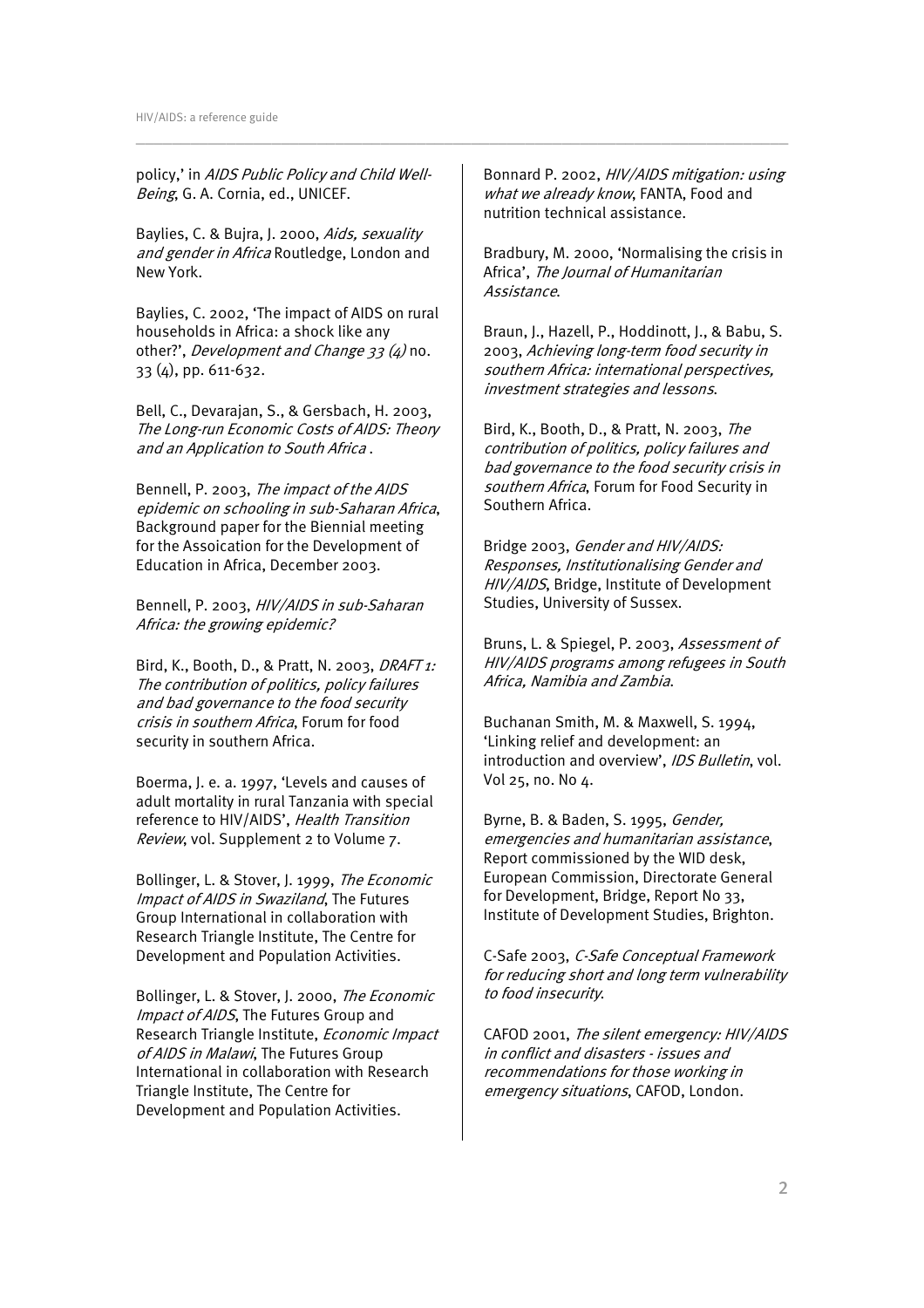policy,' in *AIDS Public Policy and Child Well-Being*, G. A. Cornia, ed., UNICEF.

Baylies, C. & Bujra, J. 2000, *Aids, sexuality and gender in Africa* Routledge, London and New York.

Baylies, C. 2002, 'The impact of AIDS on rural households in Africa: a shock like any other?', *Development and Change 33 (4)* no. 33 (4), pp. 611-632.

Bell, C., Devarajan, S., & Gersbach, H. 2003, *The Long-run Economic Costs of AIDS: Theory and an Application to South Africa* .

Bennell, P. 2003, *The impact of the AIDS epidemic on schooling in sub-Saharan Africa*, Background paper for the Biennial meeting for the Assoication for the Development of Education in Africa, December 2003.

Bennell, P. 2003, *HIV/AIDS in sub-Saharan Africa: the growing epidemic?*

Bird, K., Booth, D., & Pratt, N. 2003, *DRAFT 1: The contribution of politics, policy failures and bad governance to the food security crisis in southern Africa*, Forum for food security in southern Africa.

Boerma, J. e. a. 1997, 'Levels and causes of adult mortality in rural Tanzania with special reference to HIV/AIDS', *Health Transition Review*, vol. Supplement 2 to Volume 7.

Bollinger, L. & Stover, J. 1999, *The Economic Impact of AIDS in Swaziland*, The Futures Group International in collaboration with Research Triangle Institute, The Centre for Development and Population Activities.

Bollinger, L. & Stover, J. 2000, *The Economic Impact of AIDS*, The Futures Group and Research Triangle Institute, *Economic Impact of AIDS in Malawi*, The Futures Group International in collaboration with Research Triangle Institute, The Centre for Development and Population Activities.

Bonnard P. 2002, *HIV/AIDS mitigation: using what we already know*, FANTA, Food and nutrition technical assistance.

Bradbury, M. 2000, 'Normalising the crisis in Africa', *The Journal of Humanitarian Assistance*.

Braun, J., Hazell, P., Hoddinott, J., & Babu, S. 2003, *Achieving long-term food security in southern Africa: international perspectives, investment strategies and lessons*.

Bird, K., Booth, D., & Pratt, N. 2003, *The contribution of politics, policy failures and bad governance to the food security crisis in southern Africa*, Forum for Food Security in Southern Africa.

Bridge 2003, *Gender and HIV/AIDS: Responses, Institutionalising Gender and HIV/AIDS*, Bridge, Institute of Development Studies, University of Sussex.

Bruns, L. & Spiegel, P. 2003, *Assessment of HIV/AIDS programs among refugees in South Africa, Namibia and Zambia*.

Buchanan Smith, M. & Maxwell, S. 1994, 'Linking relief and development: an introduction and overview', *IDS Bulletin*, vol. Vol 25, no. No 4.

Byrne, B. & Baden, S. 1995, *Gender, emergencies and humanitarian assistance*, Report commissioned by the WID desk, European Commission, Directorate General for Development, Bridge, Report No 33, Institute of Development Studies, Brighton.

C-Safe 2003, *C-Safe Conceptual Framework for reducing short and long term vulnerability to food insecurity*.

CAFOD 2001, *The silent emergency: HIV/AIDS in conflict and disasters - issues and recommendations for those working in emergency situations*, CAFOD, London.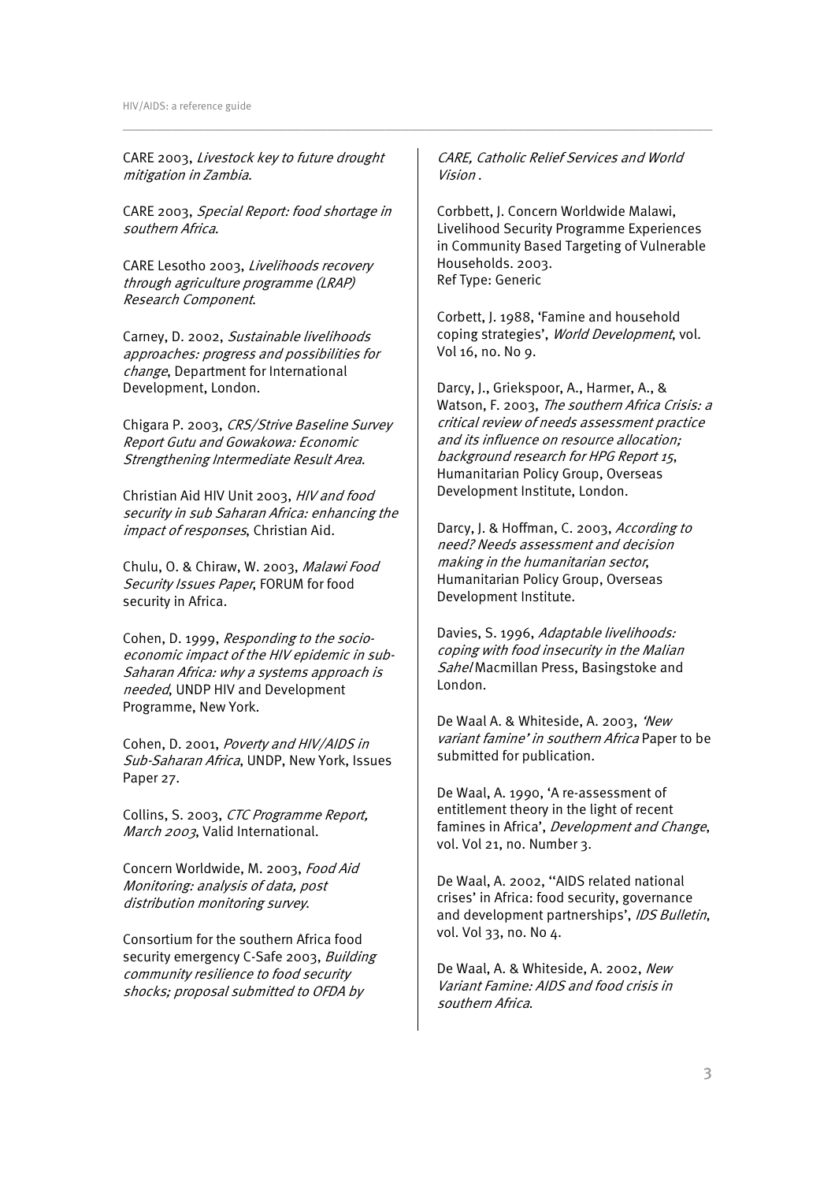CARE 2003, *Livestock key to future drought mitigation in Zambia*.

CARE 2003, *Special Report: food shortage in southern Africa*.

CARE Lesotho 2003, *Livelihoods recovery through agriculture programme (LRAP) Research Component*.

Carney, D. 2002, *Sustainable livelihoods approaches: progress and possibilities for change*, Department for International Development, London.

Chigara P. 2003, *CRS/Strive Baseline Survey Report Gutu and Gowakowa: Economic Strengthening Intermediate Result Area*.

Christian Aid HIV Unit 2003, *HIV and food security in sub Saharan Africa: enhancing the impact of responses*, Christian Aid.

Chulu, O. & Chiraw, W. 2003, *Malawi Food Security Issues Paper*, FORUM for food security in Africa.

Cohen, D. 1999, *Responding to the socio-economic impact of the HIV epidemic in sub-Saharan Africa: why a systems approach is needed*, UNDP HIV and Development Programme, New York.

Cohen, D. 2001, *Poverty and HIV/AIDS in Sub-Saharan Africa*, UNDP, New York, Issues Paper 27.

Collins, S. 2003, *CTC Programme Report, March 2003*, Valid International.

Concern Worldwide, M. 2003, *Food Aid Monitoring: analysis of data, post distribution monitoring survey*.

Consortium for the southern Africa food security emergency C-Safe 2003, *Building community resilience to food security shocks; proposal submitted to OFDA by CARE, Catholic Relief Services and World Vision* .

Corbbett, J. Concern Worldwide Malawi, Livelihood Security Programme Experiences in Community Based Targeting of Vulnerable Households. 2003.
Ref Type: Generic

Corbett, J. 1988, 'Famine and household coping strategies', *World Development*, vol. Vol 16, no. No 9.

Darcy, J., Griekspoor, A., Harmer, A., & Watson, F. 2003, *The southern Africa Crisis: a critical review of needs assessment practice and its influence on resource allocation; background research for HPG Report 15*, Humanitarian Policy Group, Overseas Development Institute, London.

Darcy, J. & Hoffman, C. 2003, *According to need? Needs assessment and decision making in the humanitarian sector*, Humanitarian Policy Group, Overseas Development Institute.

Davies, S. 1996, *Adaptable livelihoods: coping with food insecurity in the Malian Sahel* Macmillan Press, Basingstoke and London.

De Waal A. & Whiteside, A. 2003, *'New variant famine' in southern Africa* Paper to be submitted for publication.

De Waal, A. 1990, 'A re-assessment of entitlement theory in the light of recent famines in Africa', *Development and Change*, vol. Vol 21, no. Number 3.

De Waal, A. 2002, ''AIDS related national crises' in Africa: food security, governance and development partnerships', *IDS Bulletin*, vol. Vol 33, no. No 4.

De Waal, A. & Whiteside, A. 2002, *New Variant Famine: AIDS and food crisis in southern Africa*.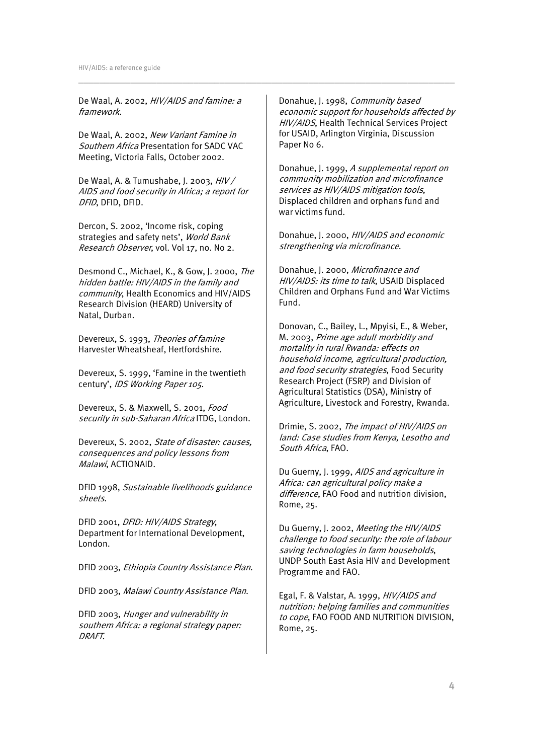De Waal, A. 2002, *HIV/AIDS and famine: a framework*.

De Waal, A. 2002, *New Variant Famine in Southern Africa* Presentation for SADC VAC Meeting, Victoria Falls, October 2002.

De Waal, A. & Tumushabe, J. 2003, *HIV / AIDS and food security in Africa; a report for DFID*, DFID, DFID.

Dercon, S. 2002, 'Income risk, coping strategies and safety nets', *World Bank Research Observer*, vol. Vol 17, no. No 2.

Desmond C., Michael, K., & Gow, J. 2000, *The hidden battle: HIV/AIDS in the family and community*, Health Economics and HIV/AIDS Research Division (HEARD) University of Natal, Durban.

Devereux, S. 1993, *Theories of famine* Harvester Wheatsheaf, Hertfordshire.

Devereux, S. 1999, 'Famine in the twentieth century', *IDS Working Paper 105*.

Devereux, S. & Maxwell, S. 2001, *Food security in sub-Saharan Africa* ITDG, London.

Devereux, S. 2002, *State of disaster: causes, consequences and policy lessons from Malawi*, ACTIONAID.

DFID 1998, *Sustainable livelihoods guidance sheets*.

DFID 2001, *DFID: HIV/AIDS Strategy*, Department for International Development, London.

DFID 2003, *Ethiopia Country Assistance Plan*.

DFID 2003, *Malawi Country Assistance Plan*.

DFID 2003, *Hunger and vulnerability in southern Africa: a regional strategy paper: DRAFT*.

Donahue, J. 1998, *Community based economic support for households affected by HIV/AIDS*, Health Technical Services Project for USAID, Arlington Virginia, Discussion Paper No 6.

Donahue, J. 1999, *A supplemental report on community mobilization and microfinance services as HIV/AIDS mitigation tools*, Displaced children and orphans fund and war victims fund.

Donahue, J. 2000, *HIV/AIDS and economic strengthening via microfinance*.

Donahue, J. 2000, *Microfinance and HIV/AIDS: its time to talk*, USAID Displaced Children and Orphans Fund and War Victims Fund.

Donovan, C., Bailey, L., Mpyisi, E., & Weber, M. 2003, *Prime age adult morbidity and mortality in rural Rwanda: effects on household income, agricultural production, and food security strategies*, Food Security Research Project (FSRP) and Division of Agricultural Statistics (DSA), Ministry of Agriculture, Livestock and Forestry, Rwanda.

Drimie, S. 2002, *The impact of HIV/AIDS on land: Case studies from Kenya, Lesotho and South Africa*, FAO.

Du Guerny, J. 1999, *AIDS and agriculture in Africa: can agricultural policy make a difference*, FAO Food and nutrition division, Rome, 25.

Du Guerny, J. 2002, *Meeting the HIV/AIDS challenge to food security: the role of labour saving technologies in farm households*, UNDP South East Asia HIV and Development Programme and FAO.

Egal, F. & Valstar, A. 1999, *HIV/AIDS and nutrition: helping families and communities to cope*, FAO FOOD AND NUTRITION DIVISION, Rome, 25.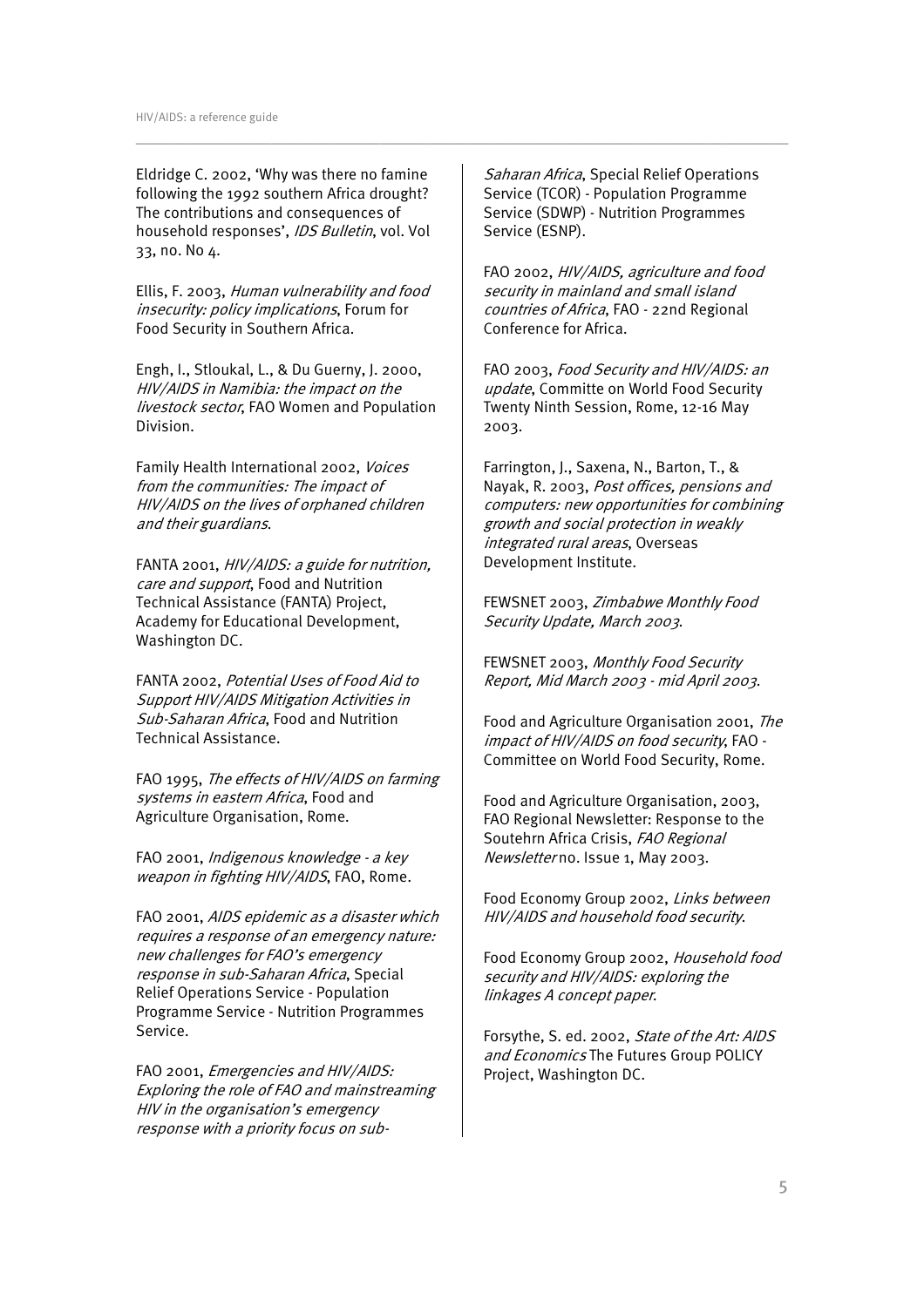Eldridge C. 2002, 'Why was there no famine following the 1992 southern Africa drought? The contributions and consequences of household responses', *IDS Bulletin*, vol. Vol 33, no. No 4.

Ellis, F. 2003, *Human vulnerability and food insecurity: policy implications*, Forum for Food Security in Southern Africa.

Engh, I., Stloukal, L., & Du Guerny, J. 2000, *HIV/AIDS in Namibia: the impact on the livestock sector*, FAO Women and Population Division.

Family Health International 2002, *Voices from the communities: The impact of HIV/AIDS on the lives of orphaned children and their guardians*.

FANTA 2001, *HIV/AIDS: a guide for nutrition, care and support*, Food and Nutrition Technical Assistance (FANTA) Project, Academy for Educational Development, Washington DC.

FANTA 2002, *Potential Uses of Food Aid to Support HIV/AIDS Mitigation Activities in Sub-Saharan Africa*, Food and Nutrition Technical Assistance.

FAO 1995, *The effects of HIV/AIDS on farming systems in eastern Africa*, Food and Agriculture Organisation, Rome.

FAO 2001, *Indigenous knowledge - a key weapon in fighting HIV/AIDS*, FAO, Rome.

FAO 2001, *AIDS epidemic as a disaster which requires a response of an emergency nature: new challenges for FAO's emergency response in sub-Saharan Africa*, Special Relief Operations Service - Population Programme Service - Nutrition Programmes Service.

FAO 2001, *Emergencies and HIV/AIDS: Exploring the role of FAO and mainstreaming HIV in the organisation's emergency response with a priority focus on sub-Saharan Africa*, Special Relief Operations Service (TCOR) - Population Programme Service (SDWP) - Nutrition Programmes Service (ESNP).

FAO 2002, *HIV/AIDS, agriculture and food security in mainland and small island countries of Africa*, FAO - 22nd Regional Conference for Africa.

FAO 2003, *Food Security and HIV/AIDS: an update*, Committe on World Food Security Twenty Ninth Session, Rome, 12-16 May 2003.

Farrington, J., Saxena, N., Barton, T., & Nayak, R. 2003, *Post offices, pensions and computers: new opportunities for combining growth and social protection in weakly integrated rural areas*, Overseas Development Institute.

FEWSNET 2003, *Zimbabwe Monthly Food Security Update, March 2003*.

FEWSNET 2003, *Monthly Food Security Report, Mid March 2003 - mid April 2003*.

Food and Agriculture Organisation 2001, *The impact of HIV/AIDS on food security*, FAO - Committee on World Food Security, Rome.

Food and Agriculture Organisation, 2003, FAO Regional Newsletter: Response to the Soutehrn Africa Crisis, *FAO Regional Newsletter* no. Issue 1, May 2003.

Food Economy Group 2002, *Links between HIV/AIDS and household food security*.

Food Economy Group 2002, *Household food security and HIV/AIDS: exploring the linkages A concept paper*.

Forsythe, S. ed. 2002, *State of the Art: AIDS and Economics* The Futures Group POLICY Project, Washington DC.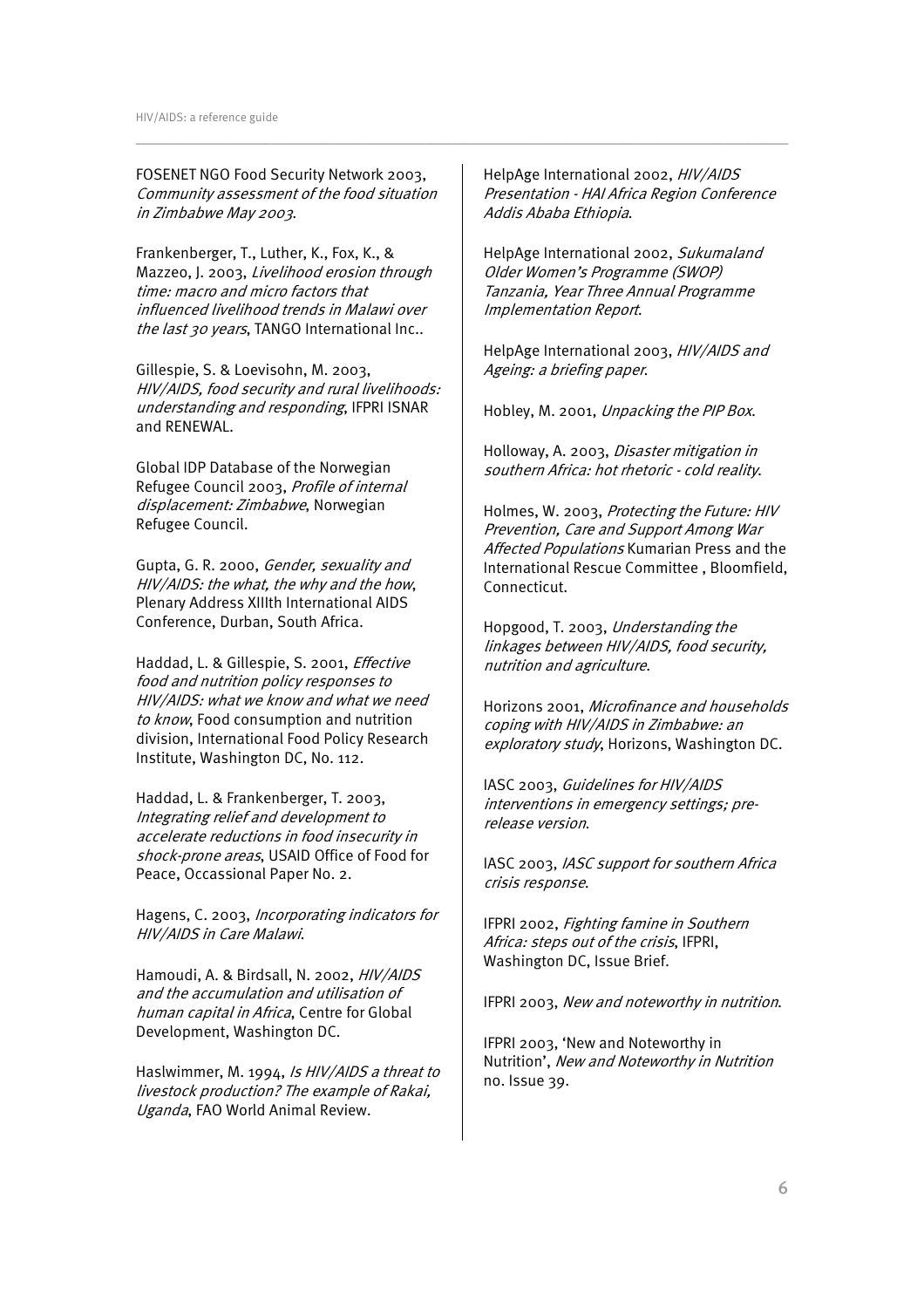FOSENET NGO Food Security Network 2003, *Community assessment of the food situation in Zimbabwe May 2003*.

Frankenberger, T., Luther, K., Fox, K., & Mazzeo, J. 2003, *Livelihood erosion through time: macro and micro factors that influenced livelihood trends in Malawi over the last 30 years*, TANGO International Inc..

Gillespie, S. & Loevisohn, M. 2003, *HIV/AIDS, food security and rural livelihoods: understanding and responding*, IFPRI ISNAR and RENEWAL.

Global IDP Database of the Norwegian Refugee Council 2003, *Profile of internal displacement: Zimbabwe*, Norwegian Refugee Council.

Gupta, G. R. 2000, *Gender, sexuality and HIV/AIDS: the what, the why and the how*, Plenary Address XIIIth International AIDS Conference, Durban, South Africa.

Haddad, L. & Gillespie, S. 2001, *Effective food and nutrition policy responses to HIV/AIDS: what we know and what we need to know*, Food consumption and nutrition division, International Food Policy Research Institute, Washington DC, No. 112.

Haddad, L. & Frankenberger, T. 2003, *Integrating relief and development to accelerate reductions in food insecurity in shock-prone areas*, USAID Office of Food for Peace, Occassional Paper No. 2.

Hagens, C. 2003, *Incorporating indicators for HIV/AIDS in Care Malawi*.

Hamoudi, A. & Birdsall, N. 2002, *HIV/AIDS and the accumulation and utilisation of human capital in Africa*, Centre for Global Development, Washington DC.

Haslwimmer, M. 1994, *Is HIV/AIDS a threat to livestock production? The example of Rakai, Uganda*, FAO World Animal Review.

HelpAge International 2002, *HIV/AIDS Presentation - HAI Africa Region Conference Addis Ababa Ethiopia*.

HelpAge International 2002, *Sukumaland Older Women's Programme (SWOP) Tanzania, Year Three Annual Programme Implementation Report*.

HelpAge International 2003, *HIV/AIDS and Ageing: a briefing paper*.

Hobley, M. 2001, *Unpacking the PIP Box*.

Holloway, A. 2003, *Disaster mitigation in southern Africa: hot rhetoric - cold reality*.

Holmes, W. 2003, *Protecting the Future: HIV Prevention, Care and Support Among War Affected Populations* Kumarian Press and the International Rescue Committee , Bloomfield, Connecticut.

Hopgood, T. 2003, *Understanding the linkages between HIV/AIDS, food security, nutrition and agriculture*.

Horizons 2001, *Microfinance and households coping with HIV/AIDS in Zimbabwe: an exploratory study*, Horizons, Washington DC.

IASC 2003, *Guidelines for HIV/AIDS interventions in emergency settings; pre-release version*.

IASC 2003, *IASC support for southern Africa crisis response*.

IFPRI 2002, *Fighting famine in Southern Africa: steps out of the crisis*, IFPRI, Washington DC, Issue Brief.

IFPRI 2003, *New and noteworthy in nutrition*.

IFPRI 2003, 'New and Noteworthy in Nutrition', *New and Noteworthy in Nutrition* no. Issue 39.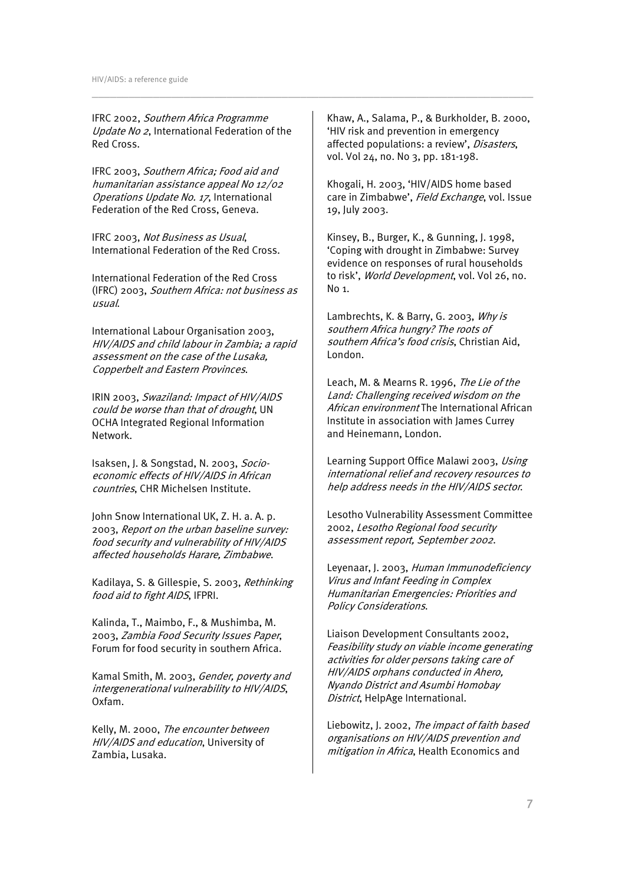IFRC 2002, *Southern Africa Programme Update No 2*, International Federation of the Red Cross.

IFRC 2003, *Southern Africa; Food aid and humanitarian assistance appeal No 12/02 Operations Update No. 17*, International Federation of the Red Cross, Geneva.

IFRC 2003, *Not Business as Usual*, International Federation of the Red Cross.

International Federation of the Red Cross (IFRC) 2003, *Southern Africa: not business as usual*.

International Labour Organisation 2003, *HIV/AIDS and child labour in Zambia; a rapid assessment on the case of the Lusaka, Copperbelt and Eastern Provinces*.

IRIN 2003, *Swaziland: Impact of HIV/AIDS could be worse than that of drought*, UN OCHA Integrated Regional Information Network.

Isaksen, J. & Songstad, N. 2003, *Socio-economic effects of HIV/AIDS in African countries*, CHR Michelsen Institute.

John Snow International UK, Z. H. a. A. p. 2003, *Report on the urban baseline survey: food security and vulnerability of HIV/AIDS affected households Harare, Zimbabwe*.

Kadilaya, S. & Gillespie, S. 2003, *Rethinking food aid to fight AIDS*, IFPRI.

Kalinda, T., Maimbo, F., & Mushimba, M. 2003, *Zambia Food Security Issues Paper*, Forum for food security in southern Africa.

Kamal Smith, M. 2003, *Gender, poverty and intergenerational vulnerability to HIV/AIDS*, Oxfam.

Kelly, M. 2000, *The encounter between HIV/AIDS and education*, University of Zambia, Lusaka.

Khaw, A., Salama, P., & Burkholder, B. 2000, 'HIV risk and prevention in emergency affected populations: a review', *Disasters*, vol. Vol 24, no. No 3, pp. 181-198.

Khogali, H. 2003, 'HIV/AIDS home based care in Zimbabwe', *Field Exchange*, vol. Issue 19, July 2003.

Kinsey, B., Burger, K., & Gunning, J. 1998, 'Coping with drought in Zimbabwe: Survey evidence on responses of rural households to risk', *World Development*, vol. Vol 26, no. No 1.

Lambrechts, K. & Barry, G. 2003, *Why is southern Africa hungry? The roots of southern Africa's food crisis*, Christian Aid, London.

Leach, M. & Mearns R. 1996, *The Lie of the Land: Challenging received wisdom on the African environment* The International African Institute in association with James Currey and Heinemann, London.

Learning Support Office Malawi 2003, *Using international relief and recovery resources to help address needs in the HIV/AIDS sector*.

Lesotho Vulnerability Assessment Committee 2002, *Lesotho Regional food security assessment report, September 2002*.

Leyenaar, J. 2003, *Human Immunodeficiency Virus and Infant Feeding in Complex Humanitarian Emergencies: Priorities and Policy Considerations*.

Liaison Development Consultants 2002, *Feasibility study on viable income generating activities for older persons taking care of HIV/AIDS orphans conducted in Ahero, Nyando District and Asumbi Homobay District*, HelpAge International.

Liebowitz, J. 2002, *The impact of faith based organisations on HIV/AIDS prevention and mitigation in Africa*, Health Economics and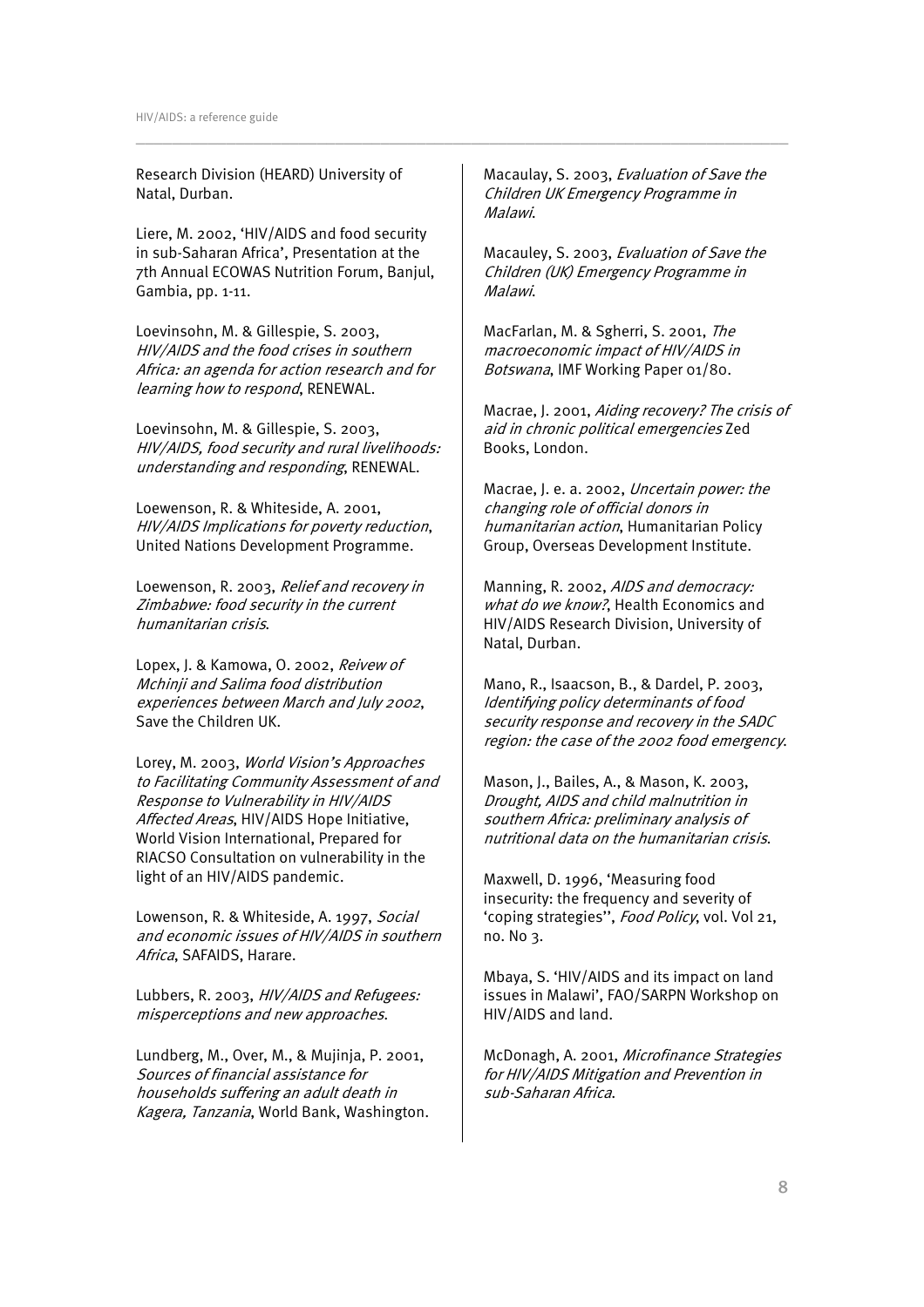Research Division (HEARD) University of Natal, Durban.

Liere, M. 2002, 'HIV/AIDS and food security in sub-Saharan Africa', Presentation at the 7th Annual ECOWAS Nutrition Forum, Banjul, Gambia, pp. 1-11.

Loevinsohn, M. & Gillespie, S. 2003, *HIV/AIDS and the food crises in southern Africa: an agenda for action research and for learning how to respond*, RENEWAL.

Loevinsohn, M. & Gillespie, S. 2003, *HIV/AIDS, food security and rural livelihoods: understanding and responding*, RENEWAL.

Loewenson, R. & Whiteside, A. 2001, *HIV/AIDS Implications for poverty reduction*, United Nations Development Programme.

Loewenson, R. 2003, *Relief and recovery in Zimbabwe: food security in the current humanitarian crisis*.

Lopex, J. & Kamowa, O. 2002, *Reivew of Mchinji and Salima food distribution experiences between March and July 2002*, Save the Children UK.

Lorey, M. 2003, *World Vision's Approaches to Facilitating Community Assessment of and Response to Vulnerability in HIV/AIDS Affected Areas*, HIV/AIDS Hope Initiative, World Vision International, Prepared for RIACSO Consultation on vulnerability in the light of an HIV/AIDS pandemic.

Lowenson, R. & Whiteside, A. 1997, *Social and economic issues of HIV/AIDS in southern Africa*, SAFAIDS, Harare.

Lubbers, R. 2003, *HIV/AIDS and Refugees: misperceptions and new approaches*.

Lundberg, M., Over, M., & Mujinja, P. 2001, *Sources of financial assistance for households suffering an adult death in Kagera, Tanzania*, World Bank, Washington.

Macaulay, S. 2003, *Evaluation of Save the Children UK Emergency Programme in Malawi*.

Macauley, S. 2003, *Evaluation of Save the Children (UK) Emergency Programme in Malawi*.

MacFarlan, M. & Sgherri, S. 2001, *The macroeconomic impact of HIV/AIDS in Botswana*, IMF Working Paper 01/80.

Macrae, J. 2001, *Aiding recovery? The crisis of aid in chronic political emergencies* Zed Books, London.

Macrae, J. e. a. 2002, *Uncertain power: the changing role of official donors in humanitarian action*, Humanitarian Policy Group, Overseas Development Institute.

Manning, R. 2002, *AIDS and democracy: what do we know?*, Health Economics and HIV/AIDS Research Division, University of Natal, Durban.

Mano, R., Isaacson, B., & Dardel, P. 2003, *Identifying policy determinants of food security response and recovery in the SADC region: the case of the 2002 food emergency*.

Mason, J., Bailes, A., & Mason, K. 2003, *Drought, AIDS and child malnutrition in southern Africa: preliminary analysis of nutritional data on the humanitarian crisis*.

Maxwell, D. 1996, 'Measuring food insecurity: the frequency and severity of 'coping strategies'', *Food Policy*, vol. Vol 21, no. No 3.

Mbaya, S. 'HIV/AIDS and its impact on land issues in Malawi', FAO/SARPN Workshop on HIV/AIDS and land.

McDonagh, A. 2001, *Microfinance Strategies for HIV/AIDS Mitigation and Prevention in sub-Saharan Africa*.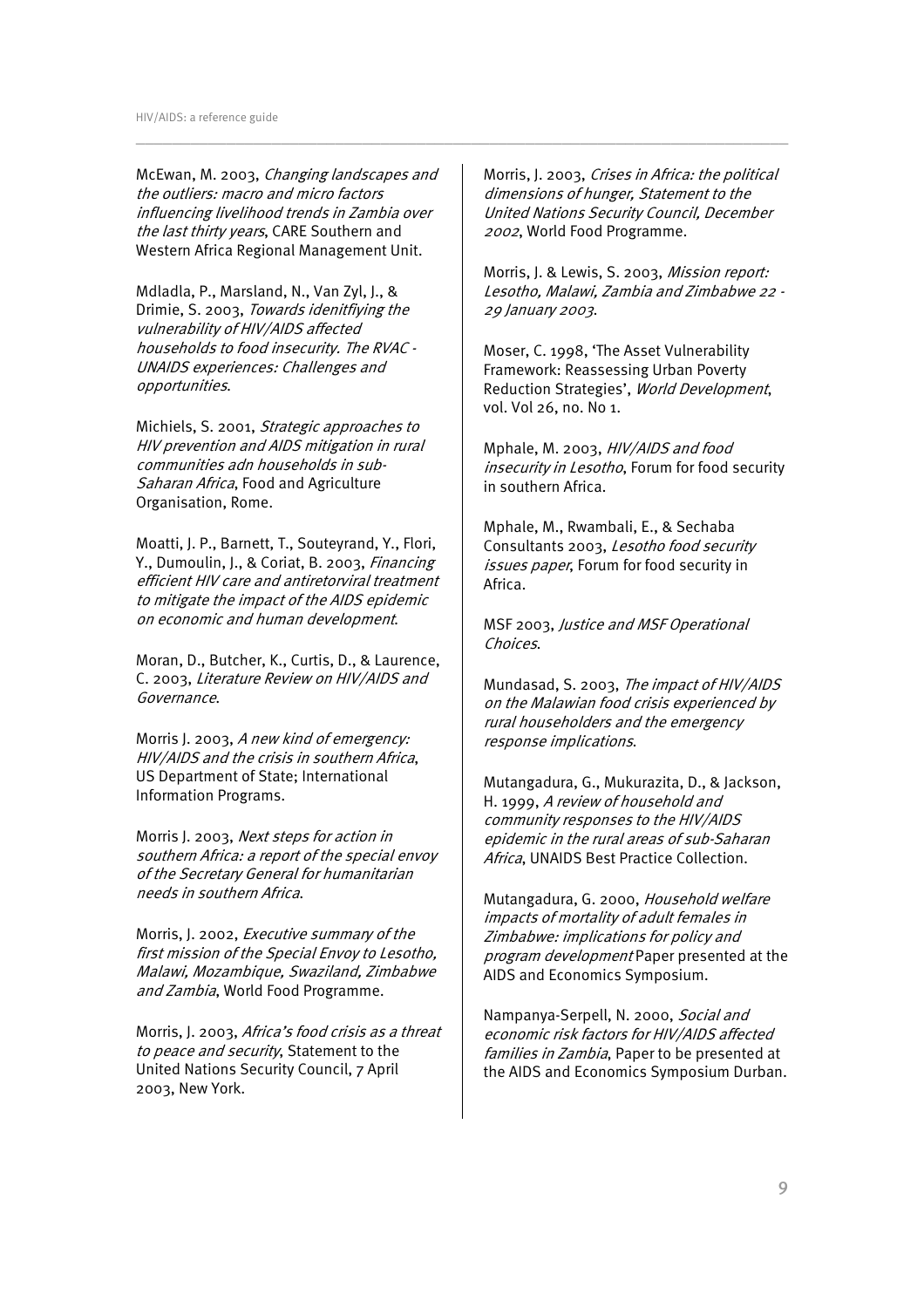McEwan, M. 2003, *Changing landscapes and the outliers: macro and micro factors influencing livelihood trends in Zambia over the last thirty years*, CARE Southern and Western Africa Regional Management Unit.

Mdladla, P., Marsland, N., Van Zyl, J., & Drimie, S. 2003, *Towards idenitfiying the vulnerability of HIV/AIDS affected households to food insecurity. The RVAC - UNAIDS experiences: Challenges and opportunities*.

Michiels, S. 2001, *Strategic approaches to HIV prevention and AIDS mitigation in rural communities adn households in sub-Saharan Africa*, Food and Agriculture Organisation, Rome.

Moatti, J. P., Barnett, T., Souteyrand, Y., Flori, Y., Dumoulin, J., & Coriat, B. 2003, *Financing efficient HIV care and antiretorviral treatment to mitigate the impact of the AIDS epidemic on economic and human development*.

Moran, D., Butcher, K., Curtis, D., & Laurence, C. 2003, *Literature Review on HIV/AIDS and Governance*.

Morris J. 2003, *A new kind of emergency: HIV/AIDS and the crisis in southern Africa*, US Department of State; International Information Programs.

Morris J. 2003, *Next steps for action in southern Africa: a report of the special envoy of the Secretary General for humanitarian needs in southern Africa*.

Morris, J. 2002, *Executive summary of the first mission of the Special Envoy to Lesotho, Malawi, Mozambique, Swaziland, Zimbabwe and Zambia*, World Food Programme.

Morris, J. 2003, *Africa's food crisis as a threat to peace and security*, Statement to the United Nations Security Council, 7 April 2003, New York.

Morris, J. 2003, *Crises in Africa: the political dimensions of hunger, Statement to the United Nations Security Council, December 2002*, World Food Programme.

Morris, J. & Lewis, S. 2003, *Mission report: Lesotho, Malawi, Zambia and Zimbabwe 22 - 29 January 2003*.

Moser, C. 1998, 'The Asset Vulnerability Framework: Reassessing Urban Poverty Reduction Strategies', *World Development*, vol. Vol 26, no. No 1.

Mphale, M. 2003, *HIV/AIDS and food insecurity in Lesotho*, Forum for food security in southern Africa.

Mphale, M., Rwambali, E., & Sechaba Consultants 2003, *Lesotho food security issues paper*, Forum for food security in Africa.

MSF 2003, *Justice and MSF Operational Choices*.

Mundasad, S. 2003, *The impact of HIV/AIDS on the Malawian food crisis experienced by rural householders and the emergency response implications*.

Mutangadura, G., Mukurazita, D., & Jackson, H. 1999, *A review of household and community responses to the HIV/AIDS epidemic in the rural areas of sub-Saharan Africa*, UNAIDS Best Practice Collection.

Mutangadura, G. 2000, *Household welfare impacts of mortality of adult females in Zimbabwe: implications for policy and program development* Paper presented at the AIDS and Economics Symposium.

Nampanya-Serpell, N. 2000, *Social and economic risk factors for HIV/AIDS affected families in Zambia*, Paper to be presented at the AIDS and Economics Symposium Durban.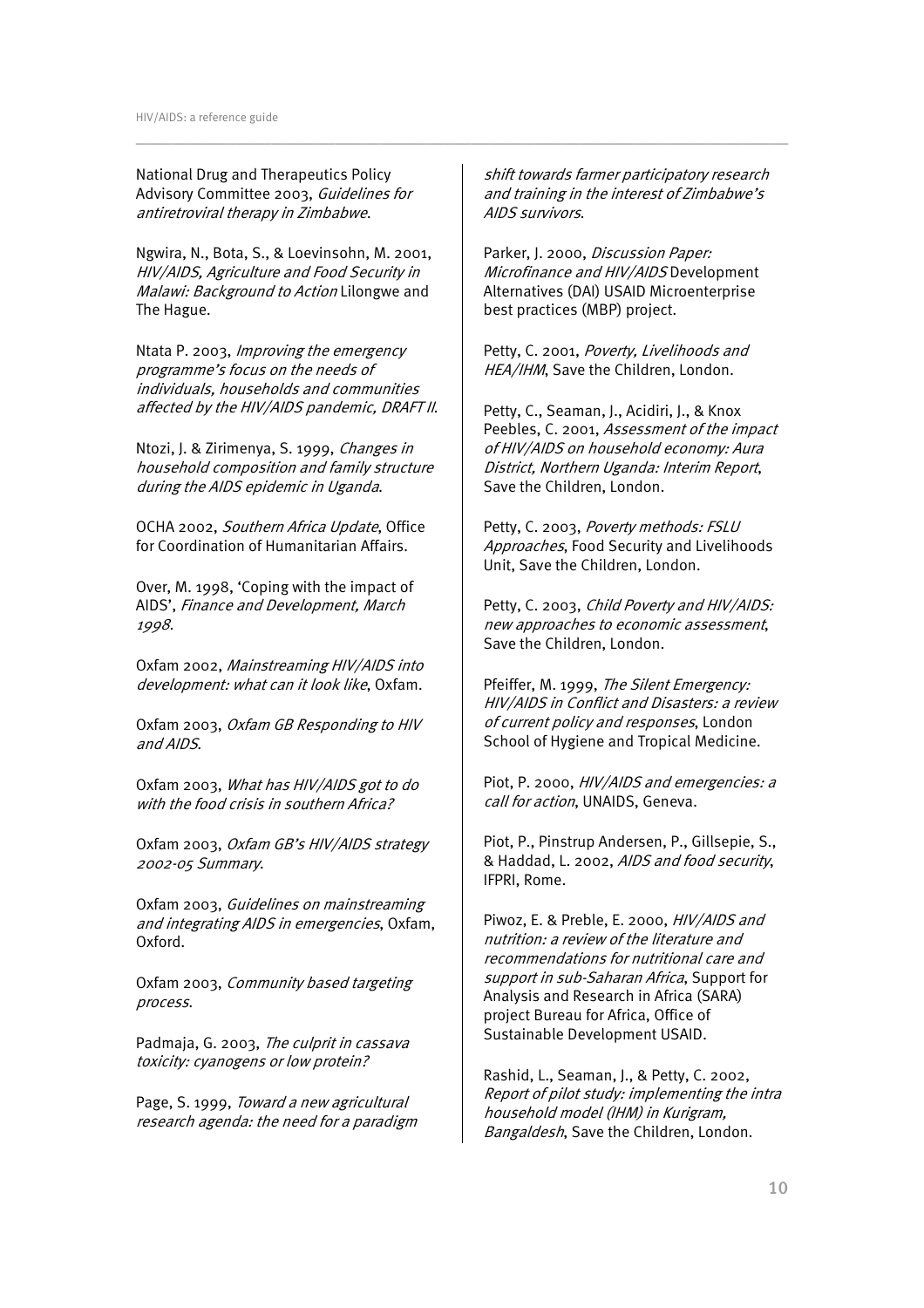National Drug and Therapeutics Policy Advisory Committee 2003, *Guidelines for antiretroviral therapy in Zimbabwe*.

Ngwira, N., Bota, S., & Loevinsohn, M. 2001, *HIV/AIDS, Agriculture and Food Security in Malawi: Background to Action* Lilongwe and The Hague.

Ntata P. 2003, *Improving the emergency programme's focus on the needs of individuals, households and communities affected by the HIV/AIDS pandemic, DRAFT II*.

Ntozi, J. & Zirimenya, S. 1999, *Changes in household composition and family structure during the AIDS epidemic in Uganda*.

OCHA 2002, *Southern Africa Update*, Office for Coordination of Humanitarian Affairs.

Over, M. 1998, 'Coping with the impact of AIDS', *Finance and Development, March 1998*.

Oxfam 2002, *Mainstreaming HIV/AIDS into development: what can it look like*, Oxfam.

Oxfam 2003, *Oxfam GB Responding to HIV and AIDS*.

Oxfam 2003, *What has HIV/AIDS got to do with the food crisis in southern Africa?*

Oxfam 2003, *Oxfam GB's HIV/AIDS strategy 2002-05 Summary*.

Oxfam 2003, *Guidelines on mainstreaming and integrating AIDS in emergencies*, Oxfam, Oxford.

Oxfam 2003, *Community based targeting process*.

Padmaja, G. 2003, *The culprit in cassava toxicity: cyanogens or low protein?*

Page, S. 1999, *Toward a new agricultural research agenda: the need for a paradigm shift towards farmer participatory research and training in the interest of Zimbabwe's AIDS survivors*.

Parker, J. 2000, *Discussion Paper: Microfinance and HIV/AIDS* Development Alternatives (DAI) USAID Microenterprise best practices (MBP) project.

Petty, C. 2001, *Poverty, Livelihoods and HEA/IHM*, Save the Children, London.

Petty, C., Seaman, J., Acidiri, J., & Knox Peebles, C. 2001, *Assessment of the impact of HIV/AIDS on household economy: Aura District, Northern Uganda: Interim Report*, Save the Children, London.

Petty, C. 2003, *Poverty methods: FSLU Approaches*, Food Security and Livelihoods Unit, Save the Children, London.

Petty, C. 2003, *Child Poverty and HIV/AIDS: new approaches to economic assessment*, Save the Children, London.

Pfeiffer, M. 1999, *The Silent Emergency: HIV/AIDS in Conflict and Disasters: a review of current policy and responses*, London School of Hygiene and Tropical Medicine.

Piot, P. 2000, *HIV/AIDS and emergencies: a call for action*, UNAIDS, Geneva.

Piot, P., Pinstrup Andersen, P., Gillsepie, S., & Haddad, L. 2002, *AIDS and food security*, IFPRI, Rome.

Piwoz, E. & Preble, E. 2000, *HIV/AIDS and nutrition: a review of the literature and recommendations for nutritional care and support in sub-Saharan Africa*, Support for Analysis and Research in Africa (SARA) project Bureau for Africa, Office of Sustainable Development USAID.

Rashid, L., Seaman, J., & Petty, C. 2002, *Report of pilot study: implementing the intra household model (IHM) in Kurigram, Bangaldesh*, Save the Children, London.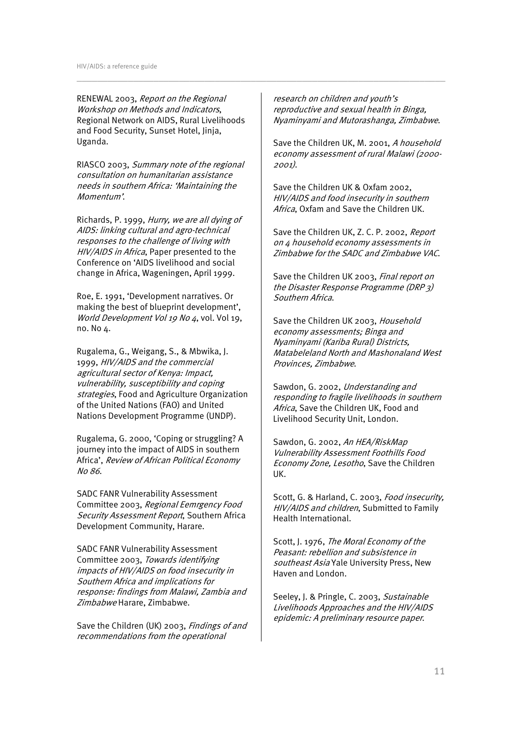RENEWAL 2003, *Report on the Regional Workshop on Methods and Indicators*, Regional Network on AIDS, Rural Livelihoods and Food Security, Sunset Hotel, Jinja, Uganda.

RIASCO 2003, *Summary note of the regional consultation on humanitarian assistance needs in southern Africa: 'Maintaining the Momentum'*.

Richards, P. 1999, *Hurry, we are all dying of AIDS: linking cultural and agro-technical responses to the challenge of living with HIV/AIDS in Africa*, Paper presented to the Conference on 'AIDS livelihood and social change in Africa, Wageningen, April 1999.

Roe, E. 1991, 'Development narratives. Or making the best of blueprint development', *World Development Vol 19 No 4*, vol. Vol 19, no. No 4.

Rugalema, G., Weigang, S., & Mbwika, J. 1999, *HIV/AIDS and the commercial agricultural sector of Kenya: Impact, vulnerability, susceptibility and coping strategies*, Food and Agriculture Organization of the United Nations (FAO) and United Nations Development Programme (UNDP).

Rugalema, G. 2000, 'Coping or struggling? A journey into the impact of AIDS in southern Africa', *Review of African Political Economy No 86*.

SADC FANR Vulnerability Assessment Committee 2003, *Regional Eemrgency Food Security Assessment Report*, Southern Africa Development Community, Harare.

SADC FANR Vulnerability Assessment Committee 2003, *Towards identifying impacts of HIV/AIDS on food insecurity in Southern Africa and implications for response: findings from Malawi, Zambia and Zimbabwe* Harare, Zimbabwe.

Save the Children (UK) 2003, *Findings of and recommendations from the operational research on children and youth's reproductive and sexual health in Binga, Nyaminyami and Mutorashanga, Zimbabwe*.

Save the Children UK, M. 2001, *A household economy assessment of rural Malawi (2000-2001)*.

Save the Children UK & Oxfam 2002, *HIV/AIDS and food insecurity in southern Africa*, Oxfam and Save the Children UK.

Save the Children UK, Z. C. P. 2002, *Report on 4 household economy assessments in Zimbabwe for the SADC and Zimbabwe VAC*.

Save the Children UK 2003, *Final report on the Disaster Response Programme (DRP 3) Southern Africa*.

Save the Children UK 2003, *Household economy assessments; Binga and Nyaminyami (Kariba Rural) Districts, Matabeleland North and Mashonaland West Provinces, Zimbabwe*.

Sawdon, G. 2002, *Understanding and responding to fragile livelihoods in southern Africa*, Save the Children UK, Food and Livelihood Security Unit, London.

Sawdon, G. 2002, *An HEA/RiskMap Vulnerability Assessment Foothills Food Economy Zone, Lesotho*, Save the Children UK.

Scott, G. & Harland, C. 2003, *Food insecurity, HIV/AIDS and children*, Submitted to Family Health International.

Scott, J. 1976, *The Moral Economy of the Peasant: rebellion and subsistence in southeast Asia* Yale University Press, New Haven and London.

Seeley, J. & Pringle, C. 2003, *Sustainable Livelihoods Approaches and the HIV/AIDS epidemic: A preliminary resource paper*.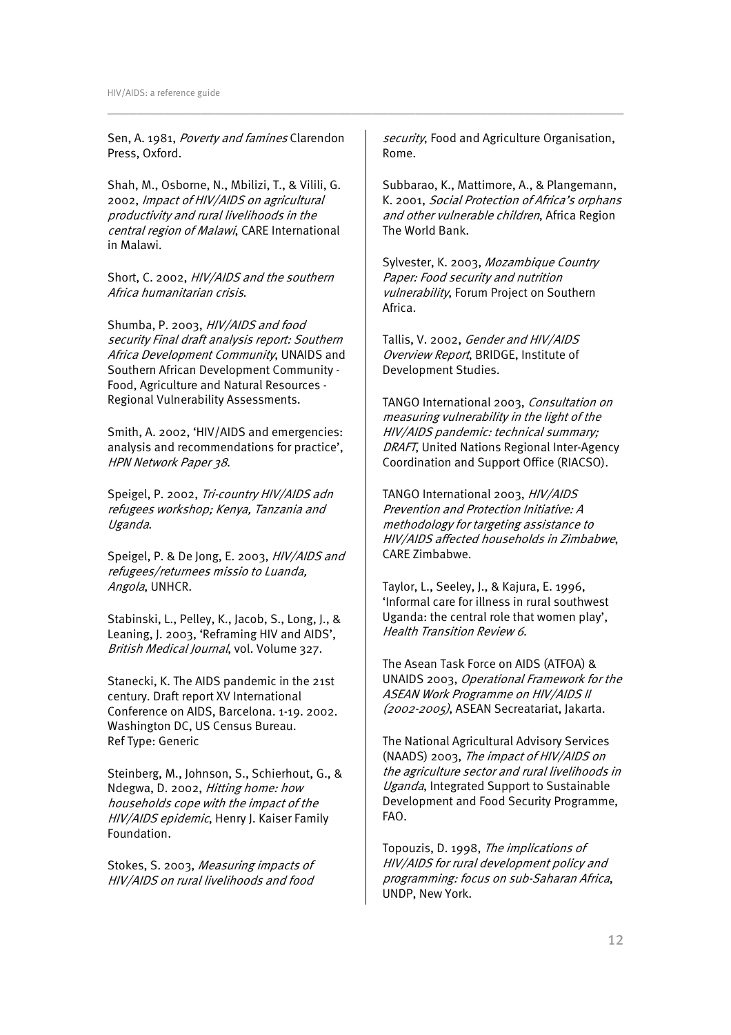Sen, A. 1981, *Poverty and famines* Clarendon Press, Oxford.

Shah, M., Osborne, N., Mbilizi, T., & Vilili, G. 2002, *Impact of HIV/AIDS on agricultural productivity and rural livelihoods in the central region of Malawi*, CARE International in Malawi.

Short, C. 2002, *HIV/AIDS and the southern Africa humanitarian crisis*.

Shumba, P. 2003, *HIV/AIDS and food security Final draft analysis report: Southern Africa Development Community*, UNAIDS and Southern African Development Community - Food, Agriculture and Natural Resources - Regional Vulnerability Assessments.

Smith, A. 2002, 'HIV/AIDS and emergencies: analysis and recommendations for practice', *HPN Network Paper 38*.

Speigel, P. 2002, *Tri-country HIV/AIDS adn refugees workshop; Kenya, Tanzania and Uganda*.

Speigel, P. & De Jong, E. 2003, *HIV/AIDS and refugees/returnees missio to Luanda, Angola*, UNHCR.

Stabinski, L., Pelley, K., Jacob, S., Long, J., & Leaning, J. 2003, 'Reframing HIV and AIDS', *British Medical Journal*, vol. Volume 327.

Stanecki, K. The AIDS pandemic in the 21st century. Draft report XV International Conference on AIDS, Barcelona. 1-19. 2002. Washington DC, US Census Bureau. Ref Type: Generic

Steinberg, M., Johnson, S., Schierhout, G., & Ndegwa, D. 2002, *Hitting home: how households cope with the impact of the HIV/AIDS epidemic*, Henry J. Kaiser Family Foundation.

Stokes, S. 2003, *Measuring impacts of HIV/AIDS on rural livelihoods and food security*, Food and Agriculture Organisation, Rome.

Subbarao, K., Mattimore, A., & Plangemann, K. 2001, *Social Protection of Africa's orphans and other vulnerable children*, Africa Region The World Bank.

Sylvester, K. 2003, *Mozambique Country Paper: Food security and nutrition vulnerability*, Forum Project on Southern Africa.

Tallis, V. 2002, *Gender and HIV/AIDS Overview Report*, BRIDGE, Institute of Development Studies.

TANGO International 2003, *Consultation on measuring vulnerability in the light of the HIV/AIDS pandemic: technical summary; DRAFT*, United Nations Regional Inter-Agency Coordination and Support Office (RIACSO).

TANGO International 2003, *HIV/AIDS Prevention and Protection Initiative: A methodology for targeting assistance to HIV/AIDS affected households in Zimbabwe*, CARE Zimbabwe.

Taylor, L., Seeley, J., & Kajura, E. 1996, 'Informal care for illness in rural southwest Uganda: the central role that women play', *Health Transition Review 6*.

The Asean Task Force on AIDS (ATFOA) & UNAIDS 2003, *Operational Framework for the ASEAN Work Programme on HIV/AIDS II (2002-2005)*, ASEAN Secreatariat, Jakarta.

The National Agricultural Advisory Services (NAADS) 2003, *The impact of HIV/AIDS on the agriculture sector and rural livelihoods in Uganda*, Integrated Support to Sustainable Development and Food Security Programme, FAO.

Topouzis, D. 1998, *The implications of HIV/AIDS for rural development policy and programming: focus on sub-Saharan Africa*, UNDP, New York.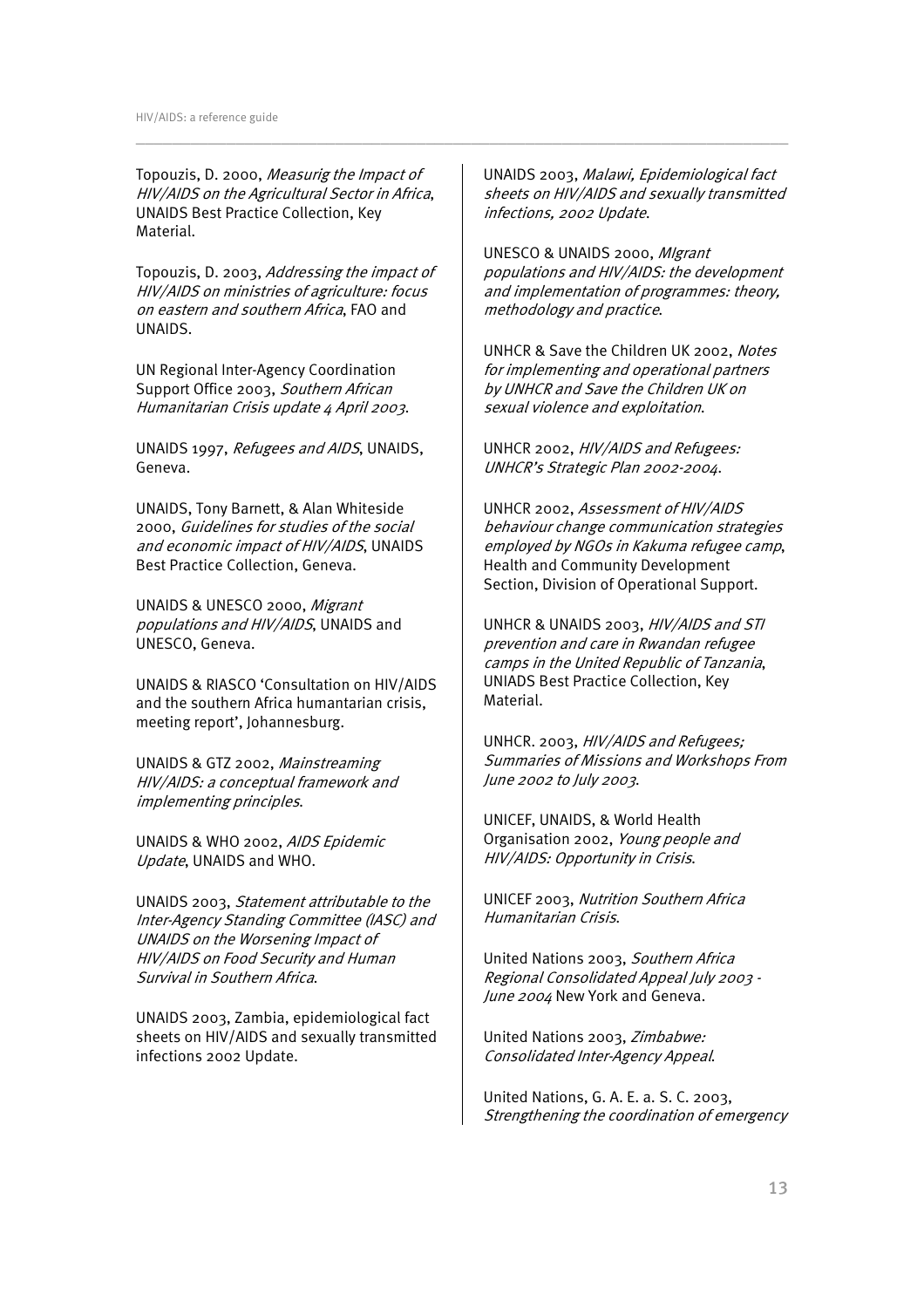Topouzis, D. 2000, *Measurig the Impact of HIV/AIDS on the Agricultural Sector in Africa*, UNAIDS Best Practice Collection, Key Material.

Topouzis, D. 2003, *Addressing the impact of HIV/AIDS on ministries of agriculture: focus on eastern and southern Africa*, FAO and UNAIDS.

UN Regional Inter-Agency Coordination Support Office 2003, *Southern African Humanitarian Crisis update 4 April 2003*.

UNAIDS 1997, *Refugees and AIDS*, UNAIDS, Geneva.

UNAIDS, Tony Barnett, & Alan Whiteside 2000, *Guidelines for studies of the social and economic impact of HIV/AIDS*, UNAIDS Best Practice Collection, Geneva.

UNAIDS & UNESCO 2000, *Migrant populations and HIV/AIDS*, UNAIDS and UNESCO, Geneva.

UNAIDS & RIASCO 'Consultation on HIV/AIDS and the southern Africa humantarian crisis, meeting report', Johannesburg.

UNAIDS & GTZ 2002, *Mainstreaming HIV/AIDS: a conceptual framework and implementing principles*.

UNAIDS & WHO 2002, *AIDS Epidemic Update*, UNAIDS and WHO.

UNAIDS 2003, *Statement attributable to the Inter-Agency Standing Committee (IASC) and UNAIDS on the Worsening Impact of HIV/AIDS on Food Security and Human Survival in Southern Africa*.

UNAIDS 2003, Zambia, epidemiological fact sheets on HIV/AIDS and sexually transmitted infections 2002 Update.

UNAIDS 2003, *Malawi, Epidemiological fact sheets on HIV/AIDS and sexually transmitted infections, 2002 Update*.

UNESCO & UNAIDS 2000, *MIgrant populations and HIV/AIDS: the development and implementation of programmes: theory, methodology and practice*.

UNHCR & Save the Children UK 2002, *Notes for implementing and operational partners by UNHCR and Save the Children UK on sexual violence and exploitation*.

UNHCR 2002, *HIV/AIDS and Refugees: UNHCR's Strategic Plan 2002-2004*.

UNHCR 2002, *Assessment of HIV/AIDS behaviour change communication strategies employed by NGOs in Kakuma refugee camp*, Health and Community Development Section, Division of Operational Support.

UNHCR & UNAIDS 2003, *HIV/AIDS and STI prevention and care in Rwandan refugee camps in the United Republic of Tanzania*, UNIADS Best Practice Collection, Key Material.

UNHCR. 2003, *HIV/AIDS and Refugees; Summaries of Missions and Workshops From June 2002 to July 2003*.

UNICEF, UNAIDS, & World Health Organisation 2002, *Young people and HIV/AIDS: Opportunity in Crisis*.

UNICEF 2003, *Nutrition Southern Africa Humanitarian Crisis*.

United Nations 2003, *Southern Africa Regional Consolidated Appeal July 2003 - June 2004* New York and Geneva.

United Nations 2003, *Zimbabwe: Consolidated Inter-Agency Appeal*.

United Nations, G. A. E. a. S. C. 2003, *Strengthening the coordination of emergency*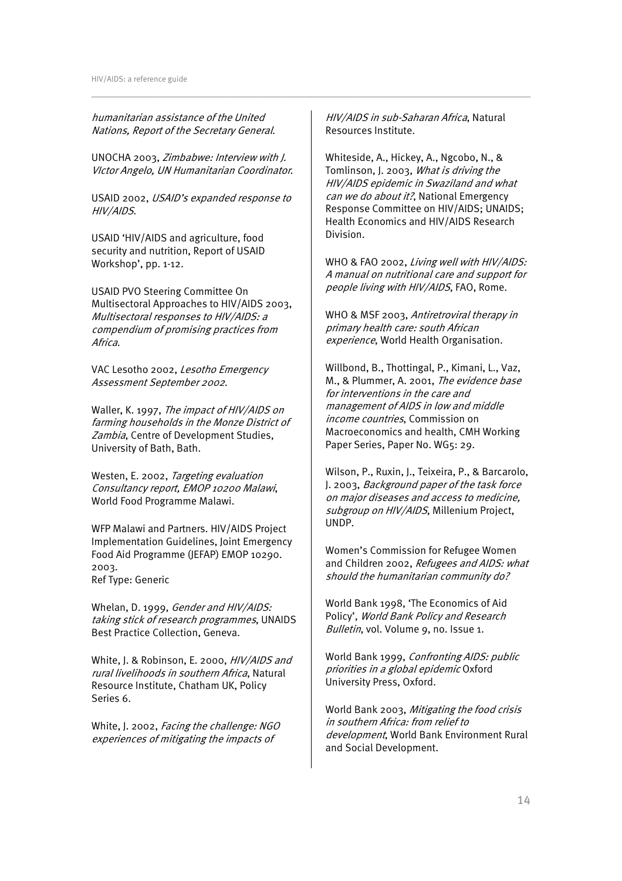*humanitarian assistance of the United Nations, Report of the Secretary General*.

UNOCHA 2003, *Zimbabwe: Interview with J. VIctor Angelo, UN Humanitarian Coordinator*.

USAID 2002, *USAID's expanded response to HIV/AIDS*.

USAID 'HIV/AIDS and agriculture, food security and nutrition, Report of USAID Workshop', pp. 1-12.

USAID PVO Steering Committee On Multisectoral Approaches to HIV/AIDS 2003, *Multisectoral responses to HIV/AIDS: a compendium of promising practices from Africa*.

VAC Lesotho 2002, *Lesotho Emergency Assessment September 2002*.

Waller, K. 1997, *The impact of HIV/AIDS on farming households in the Monze District of Zambia*, Centre of Development Studies, University of Bath, Bath.

Westen, E. 2002, *Targeting evaluation Consultancy report, EMOP 10200 Malawi*, World Food Programme Malawi.

WFP Malawi and Partners. HIV/AIDS Project Implementation Guidelines, Joint Emergency Food Aid Programme (JEFAP) EMOP 10290. 2003.
Ref Type: Generic

Whelan, D. 1999, *Gender and HIV/AIDS: taking stick of research programmes*, UNAIDS Best Practice Collection, Geneva.

White, J. & Robinson, E. 2000, *HIV/AIDS and rural livelihoods in southern Africa*, Natural Resource Institute, Chatham UK, Policy Series 6.

White, J. 2002, *Facing the challenge: NGO experiences of mitigating the impacts of HIV/AIDS in sub-Saharan Africa*, Natural Resources Institute.

Whiteside, A., Hickey, A., Ngcobo, N., & Tomlinson, J. 2003, *What is driving the HIV/AIDS epidemic in Swaziland and what can we do about it?*, National Emergency Response Committee on HIV/AIDS; UNAIDS; Health Economics and HIV/AIDS Research Division.

WHO & FAO 2002, *Living well with HIV/AIDS: A manual on nutritional care and support for people living with HIV/AIDS*, FAO, Rome.

WHO & MSF 2003, *Antiretroviral therapy in primary health care: south African experience*, World Health Organisation.

Willbond, B., Thottingal, P., Kimani, L., Vaz, M., & Plummer, A. 2001, *The evidence base for interventions in the care and management of AIDS in low and middle income countries*, Commission on Macroeconomics and health, CMH Working Paper Series, Paper No. WG5: 29.

Wilson, P., Ruxin, J., Teixeira, P., & Barcarolo, J. 2003, *Background paper of the task force on major diseases and access to medicine, subgroup on HIV/AIDS*, Millenium Project, UNDP.

Women's Commission for Refugee Women and Children 2002, *Refugees and AIDS: what should the humanitarian community do?*

World Bank 1998, 'The Economics of Aid Policy', *World Bank Policy and Research Bulletin*, vol. Volume 9, no. Issue 1.

World Bank 1999, *Confronting AIDS: public priorities in a global epidemic* Oxford University Press, Oxford.

World Bank 2003, *Mitigating the food crisis in southern Africa: from relief to development*, World Bank Environment Rural and Social Development.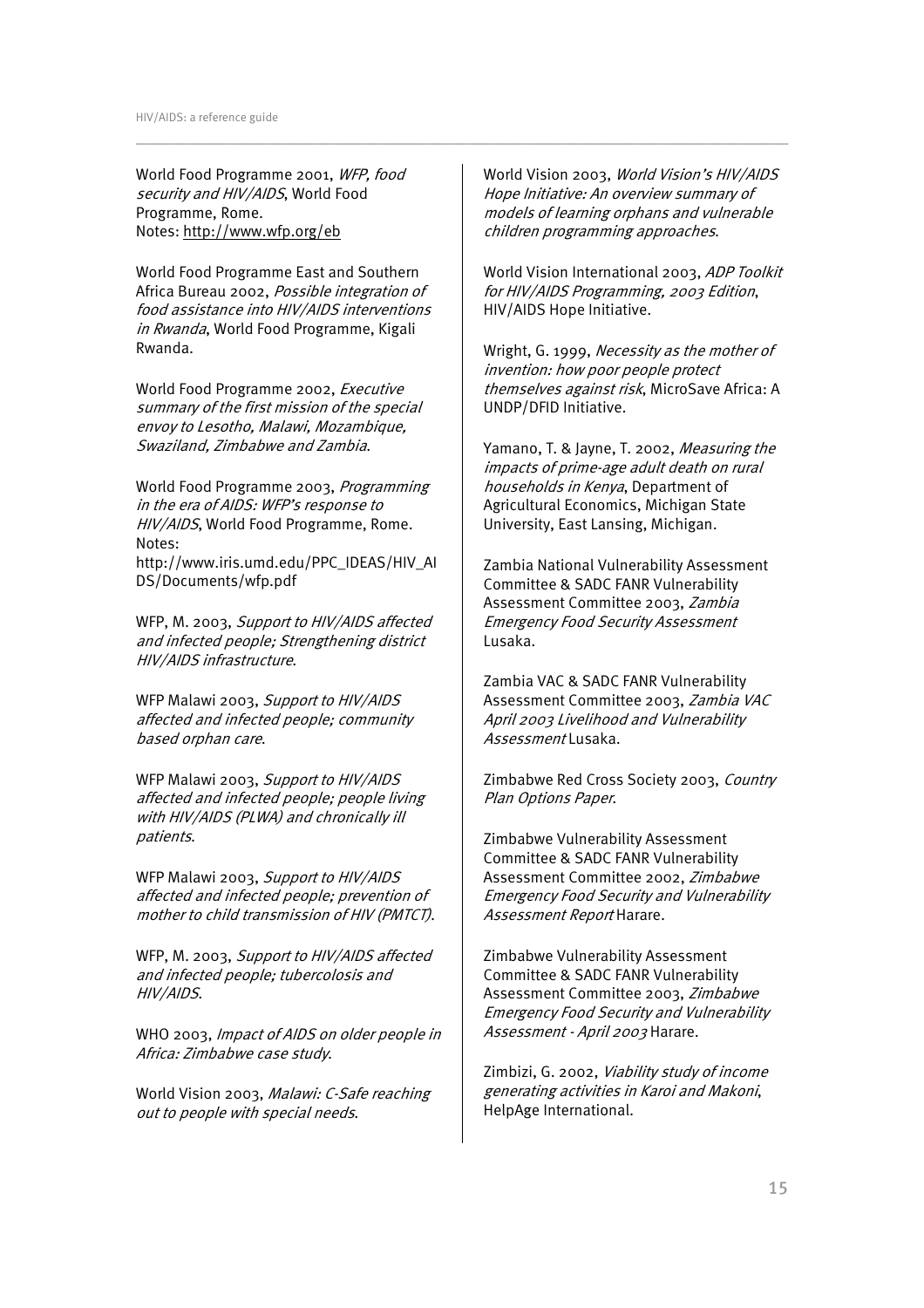World Food Programme 2001, *WFP, food security and HIV/AIDS*, World Food Programme, Rome.
Notes: http://www.wfp.org/eb

World Food Programme East and Southern Africa Bureau 2002, *Possible integration of food assistance into HIV/AIDS interventions in Rwanda*, World Food Programme, Kigali Rwanda.

World Food Programme 2002, *Executive summary of the first mission of the special envoy to Lesotho, Malawi, Mozambique, Swaziland, Zimbabwe and Zambia*.

World Food Programme 2003, *Programming in the era of AIDS: WFP's response to HIV/AIDS*, World Food Programme, Rome.
Notes:
http://www.iris.umd.edu/PPC_IDEAS/HIV_AIDS/Documents/wfp.pdf

WFP, M. 2003, *Support to HIV/AIDS affected and infected people; Strengthening district HIV/AIDS infrastructure*.

WFP Malawi 2003, *Support to HIV/AIDS affected and infected people; community based orphan care*.

WFP Malawi 2003, *Support to HIV/AIDS affected and infected people; people living with HIV/AIDS (PLWA) and chronically ill patients*.

WFP Malawi 2003, *Support to HIV/AIDS affected and infected people; prevention of mother to child transmission of HIV (PMTCT)*.

WFP, M. 2003, *Support to HIV/AIDS affected and infected people; tubercolosis and HIV/AIDS*.

WHO 2003, *Impact of AIDS on older people in Africa: Zimbabwe case study*.

World Vision 2003, *Malawi: C-Safe reaching out to people with special needs*.

World Vision 2003, *World Vision's HIV/AIDS Hope Initiative: An overview summary of models of learning orphans and vulnerable children programming approaches*.

World Vision International 2003, *ADP Toolkit for HIV/AIDS Programming, 2003 Edition*, HIV/AIDS Hope Initiative.

Wright, G. 1999, *Necessity as the mother of invention: how poor people protect themselves against risk*, MicroSave Africa: A UNDP/DFID Initiative.

Yamano, T. & Jayne, T. 2002, *Measuring the impacts of prime-age adult death on rural households in Kenya*, Department of Agricultural Economics, Michigan State University, East Lansing, Michigan.

Zambia National Vulnerability Assessment Committee & SADC FANR Vulnerability Assessment Committee 2003, *Zambia Emergency Food Security Assessment* Lusaka.

Zambia VAC & SADC FANR Vulnerability Assessment Committee 2003, *Zambia VAC April 2003 Livelihood and Vulnerability Assessment* Lusaka.

Zimbabwe Red Cross Society 2003, *Country Plan Options Paper*.

Zimbabwe Vulnerability Assessment Committee & SADC FANR Vulnerability Assessment Committee 2002, *Zimbabwe Emergency Food Security and Vulnerability Assessment Report* Harare.

Zimbabwe Vulnerability Assessment Committee & SADC FANR Vulnerability Assessment Committee 2003, *Zimbabwe Emergency Food Security and Vulnerability Assessment - April 2003* Harare.

Zimbizi, G. 2002, *Viability study of income generating activities in Karoi and Makoni*, HelpAge International.